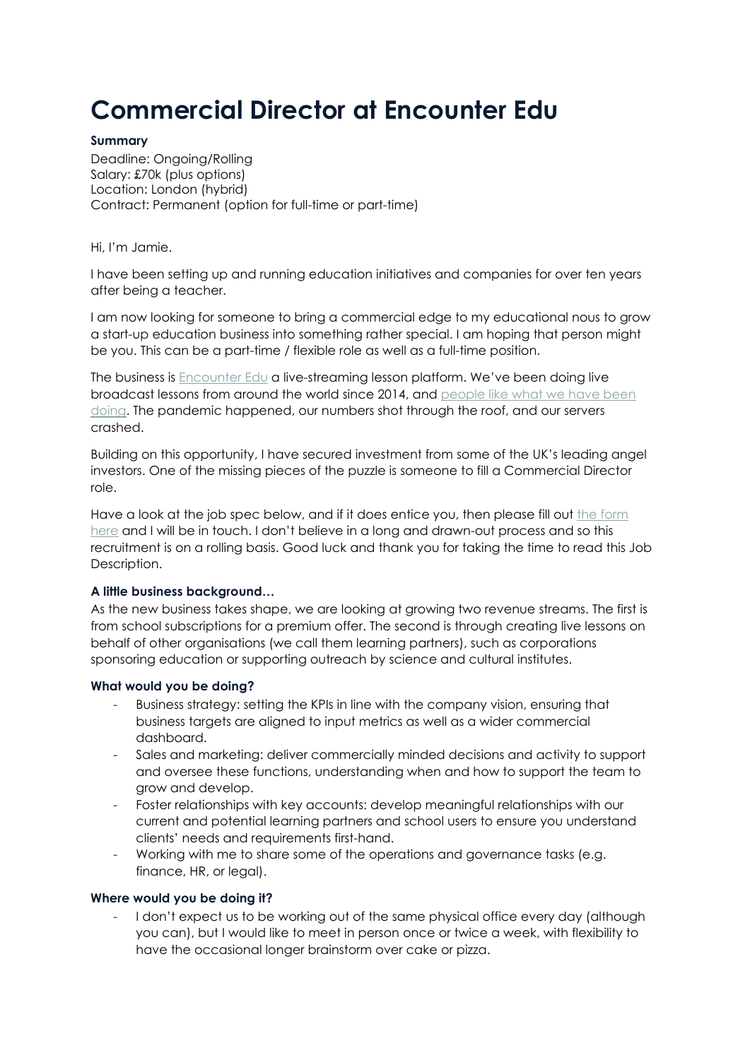# Commercial Director at Encounter Edu

**Summary**

Deadline: Ongoing/Rolling
Salary: £70k (plus options)
Location: London (hybrid)
Contract: Permanent (option for full-time or part-time)

Hi, I'm Jamie.

I have been setting up and running education initiatives and companies for over ten years after being a teacher.

I am now looking for someone to bring a commercial edge to my educational nous to grow a start-up education business into something rather special. I am hoping that person might be you. This can be a part-time / flexible role as well as a full-time position.

The business is Encounter Edu a live-streaming lesson platform. We've been doing live broadcast lessons from around the world since 2014, and people like what we have been doing. The pandemic happened, our numbers shot through the roof, and our servers crashed.

Building on this opportunity, I have secured investment from some of the UK's leading angel investors. One of the missing pieces of the puzzle is someone to fill a Commercial Director role.

Have a look at the job spec below, and if it does entice you, then please fill out the form here and I will be in touch. I don't believe in a long and drawn-out process and so this recruitment is on a rolling basis. Good luck and thank you for taking the time to read this Job Description.

**A little business background…**

As the new business takes shape, we are looking at growing two revenue streams. The first is from school subscriptions for a premium offer. The second is through creating live lessons on behalf of other organisations (we call them learning partners), such as corporations sponsoring education or supporting outreach by science and cultural institutes.

**What would you be doing?**

- Business strategy: setting the KPIs in line with the company vision, ensuring that business targets are aligned to input metrics as well as a wider commercial dashboard.
- Sales and marketing: deliver commercially minded decisions and activity to support and oversee these functions, understanding when and how to support the team to grow and develop.
- Foster relationships with key accounts: develop meaningful relationships with our current and potential learning partners and school users to ensure you understand clients' needs and requirements first-hand.
- Working with me to share some of the operations and governance tasks (e.g. finance, HR, or legal).

**Where would you be doing it?**

- I don't expect us to be working out of the same physical office every day (although you can), but I would like to meet in person once or twice a week, with flexibility to have the occasional longer brainstorm over cake or pizza.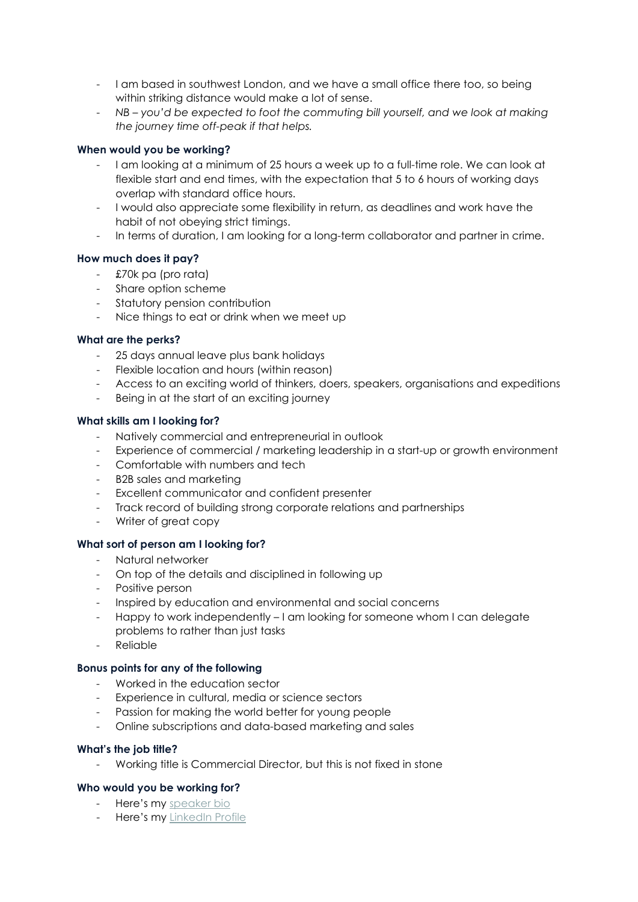- I am based in southwest London, and we have a small office there too, so being within striking distance would make a lot of sense.
- *NB – you'd be expected to foot the commuting bill yourself, and we look at making the journey time off-peak if that helps.*

**When would you be working?**

- I am looking at a minimum of 25 hours a week up to a full-time role. We can look at flexible start and end times, with the expectation that 5 to 6 hours of working days overlap with standard office hours.
- I would also appreciate some flexibility in return, as deadlines and work have the habit of not obeying strict timings.
- In terms of duration, I am looking for a long-term collaborator and partner in crime.

**How much does it pay?**

- £70k pa (pro rata)
- Share option scheme
- Statutory pension contribution
- Nice things to eat or drink when we meet up

**What are the perks?**

- 25 days annual leave plus bank holidays
- Flexible location and hours (within reason)
- Access to an exciting world of thinkers, doers, speakers, organisations and expeditions
- Being in at the start of an exciting journey

**What skills am I looking for?**

- Natively commercial and entrepreneurial in outlook
- Experience of commercial / marketing leadership in a start-up or growth environment
- Comfortable with numbers and tech
- B2B sales and marketing
- Excellent communicator and confident presenter
- Track record of building strong corporate relations and partnerships
- Writer of great copy

**What sort of person am I looking for?**

- Natural networker
- On top of the details and disciplined in following up
- Positive person
- Inspired by education and environmental and social concerns
- Happy to work independently – I am looking for someone whom I can delegate problems to rather than just tasks
- Reliable

**Bonus points for any of the following**

- Worked in the education sector
- Experience in cultural, media or science sectors
- Passion for making the world better for young people
- Online subscriptions and data-based marketing and sales

**What's the job title?**

- Working title is Commercial Director, but this is not fixed in stone

**Who would you be working for?**

- Here's my speaker bio
- Here's my LinkedIn Profile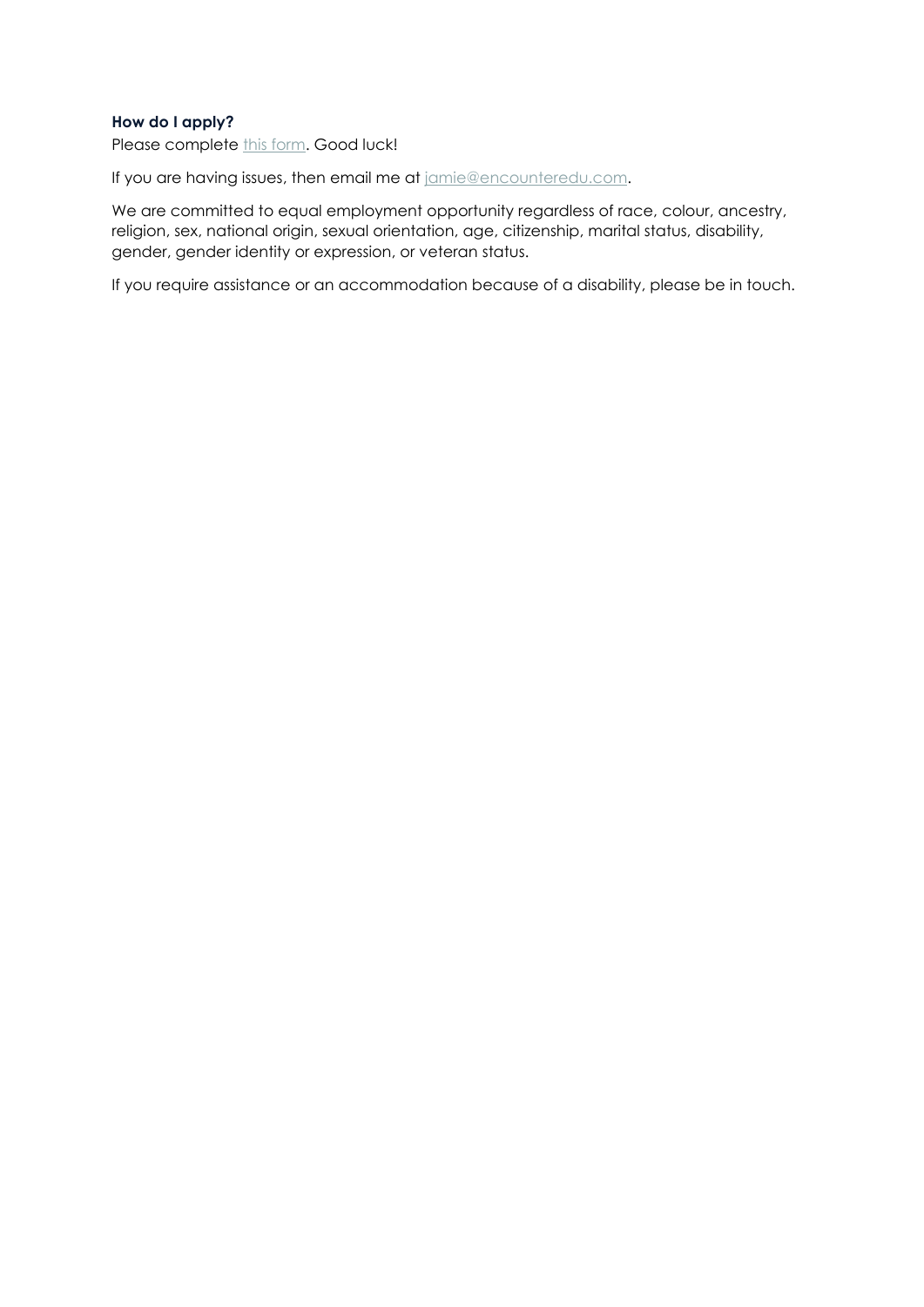**How do I apply?**

Please complete [this form](). Good luck!

If you are having issues, then email me at [jamie@encounteredu.com](mailto:jamie@encounteredu.com).

We are committed to equal employment opportunity regardless of race, colour, ancestry, religion, sex, national origin, sexual orientation, age, citizenship, marital status, disability, gender, gender identity or expression, or veteran status.

If you require assistance or an accommodation because of a disability, please be in touch.